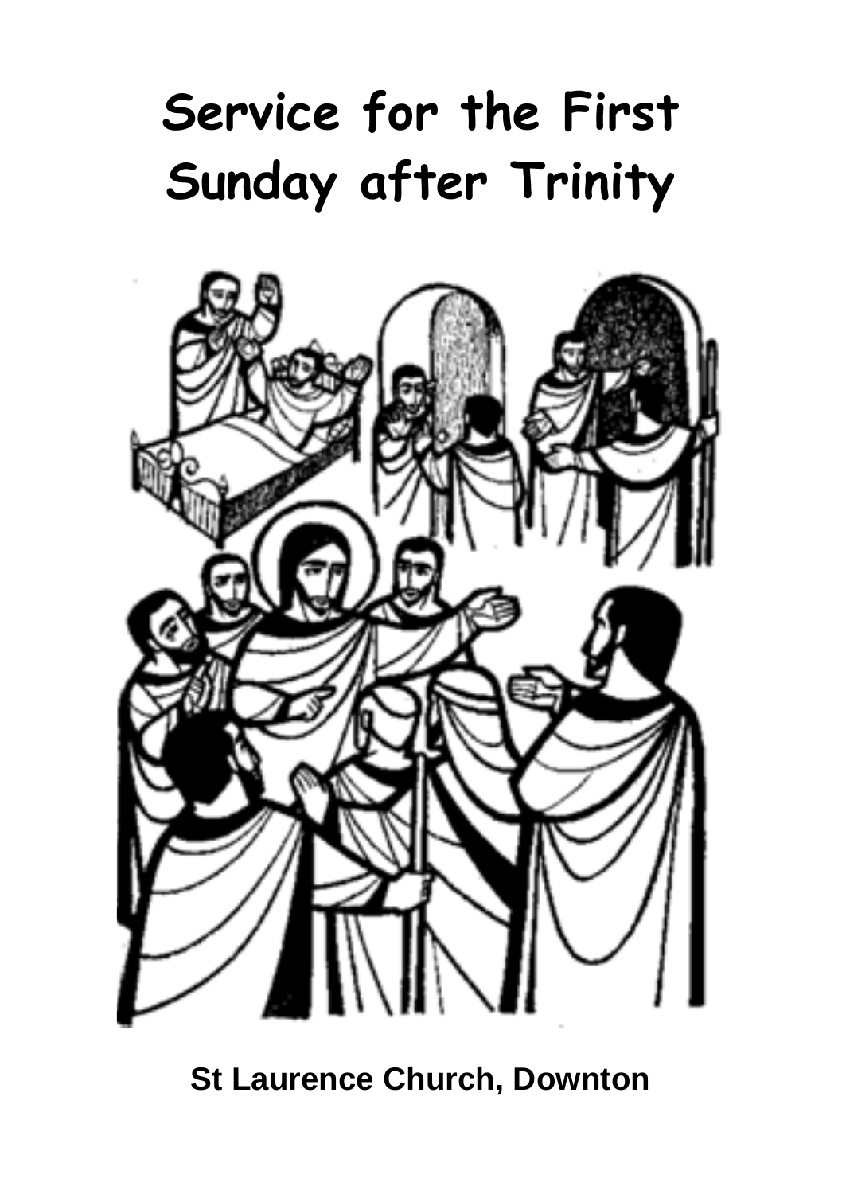# Service for the First Sunday after Trinity

**St Laurence Church, Downton**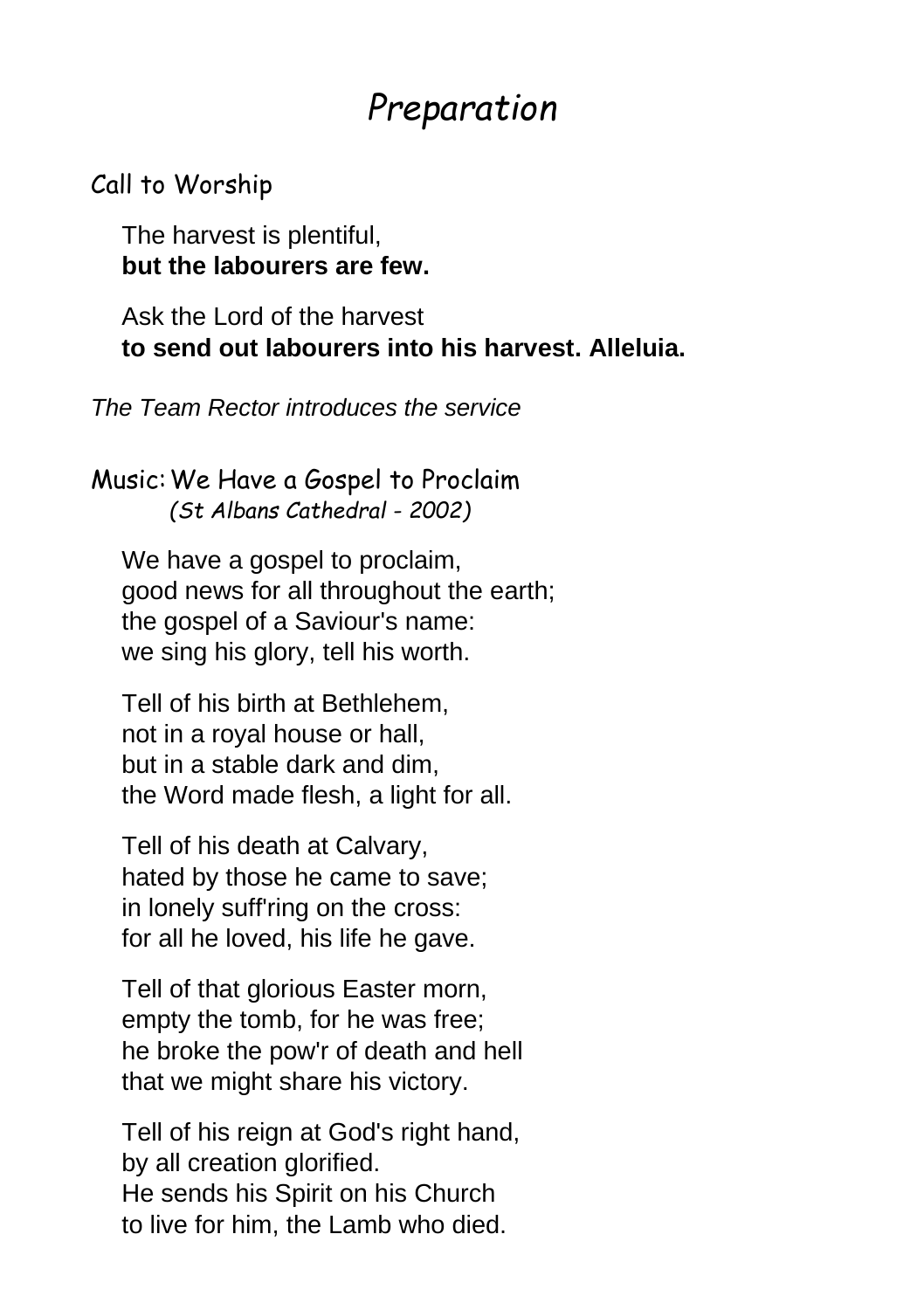# *Preparation*

## Call to Worship

The harvest is plentiful,
**but the labourers are few.**

Ask the Lord of the harvest
**to send out labourers into his harvest. Alleluia.**

*The Team Rector introduces the service*

## Music: We Have a Gospel to Proclaim

*(St Albans Cathedral - 2002)*

We have a gospel to proclaim,
good news for all throughout the earth;
the gospel of a Saviour's name:
we sing his glory, tell his worth.

Tell of his birth at Bethlehem,
not in a royal house or hall,
but in a stable dark and dim,
the Word made flesh, a light for all.

Tell of his death at Calvary,
hated by those he came to save;
in lonely suff'ring on the cross:
for all he loved, his life he gave.

Tell of that glorious Easter morn,
empty the tomb, for he was free;
he broke the pow'r of death and hell
that we might share his victory.

Tell of his reign at God's right hand,
by all creation glorified.
He sends his Spirit on his Church
to live for him, the Lamb who died.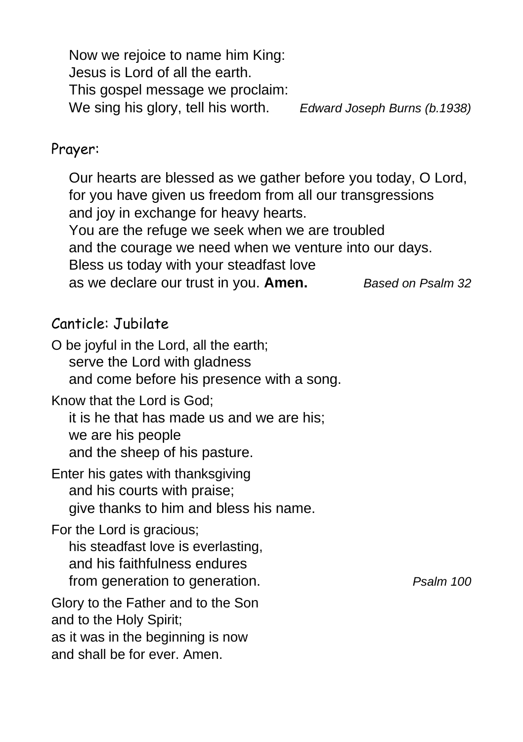Now we rejoice to name him King:
Jesus is Lord of all the earth.
This gospel message we proclaim:
We sing his glory, tell his worth. *Edward Joseph Burns (b.1938)*

## Prayer:

Our hearts are blessed as we gather before you today, O Lord,
for you have given us freedom from all our transgressions
and joy in exchange for heavy hearts.
You are the refuge we seek when we are troubled
and the courage we need when we venture into our days.
Bless us today with your steadfast love
as we declare our trust in you. **Amen.** *Based on Psalm 32*

## Canticle: Jubilate

O be joyful in the Lord, all the earth;
serve the Lord with gladness
and come before his presence with a song.

Know that the Lord is God;
it is he that has made us and we are his;
we are his people
and the sheep of his pasture.

Enter his gates with thanksgiving
and his courts with praise;
give thanks to him and bless his name.

For the Lord is gracious;
his steadfast love is everlasting,
and his faithfulness endures
from generation to generation. *Psalm 100*

Glory to the Father and to the Son
and to the Holy Spirit;
as it was in the beginning is now
and shall be for ever. Amen.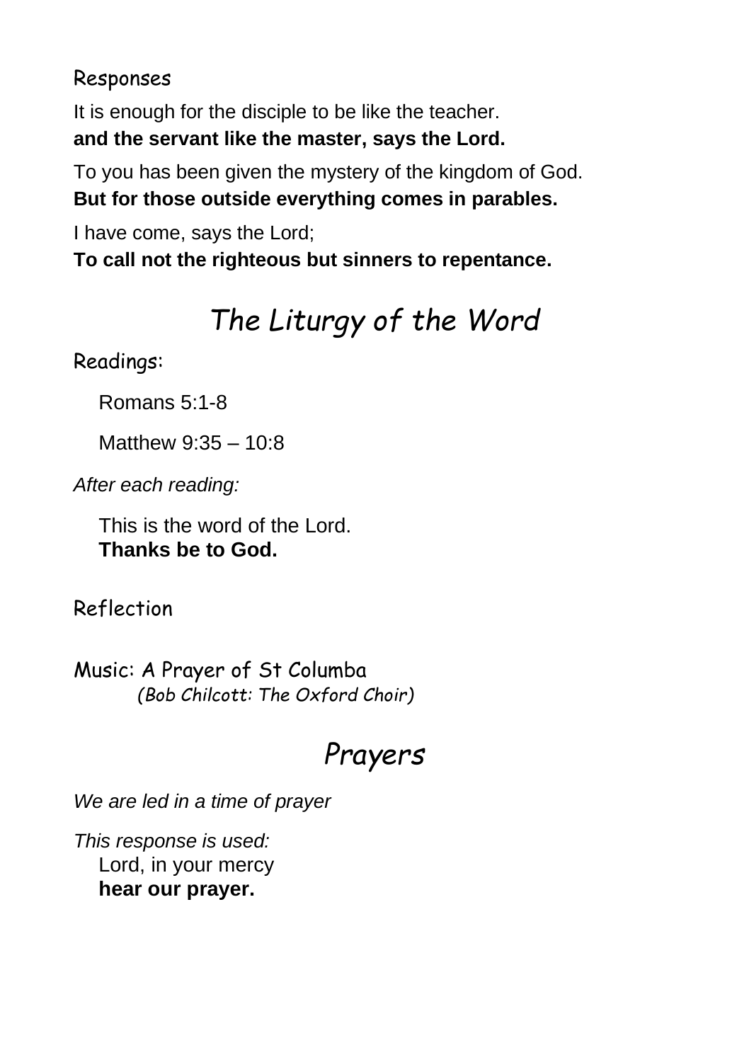### Responses

It is enough for the disciple to be like the teacher.
**and the servant like the master, says the Lord.**

To you has been given the mystery of the kingdom of God.
**But for those outside everything comes in parables.**

I have come, says the Lord;
**To call not the righteous but sinners to repentance.**

## *The Liturgy of the Word*

### Readings:

Romans 5:1-8

Matthew 9:35 – 10:8

*After each reading:*

This is the word of the Lord.
**Thanks be to God.**

### Reflection

### Music: A Prayer of St Columba
*(Bob Chilcott: The Oxford Choir)*

## *Prayers*

*We are led in a time of prayer*

*This response is used:*
Lord, in your mercy
**hear our prayer.**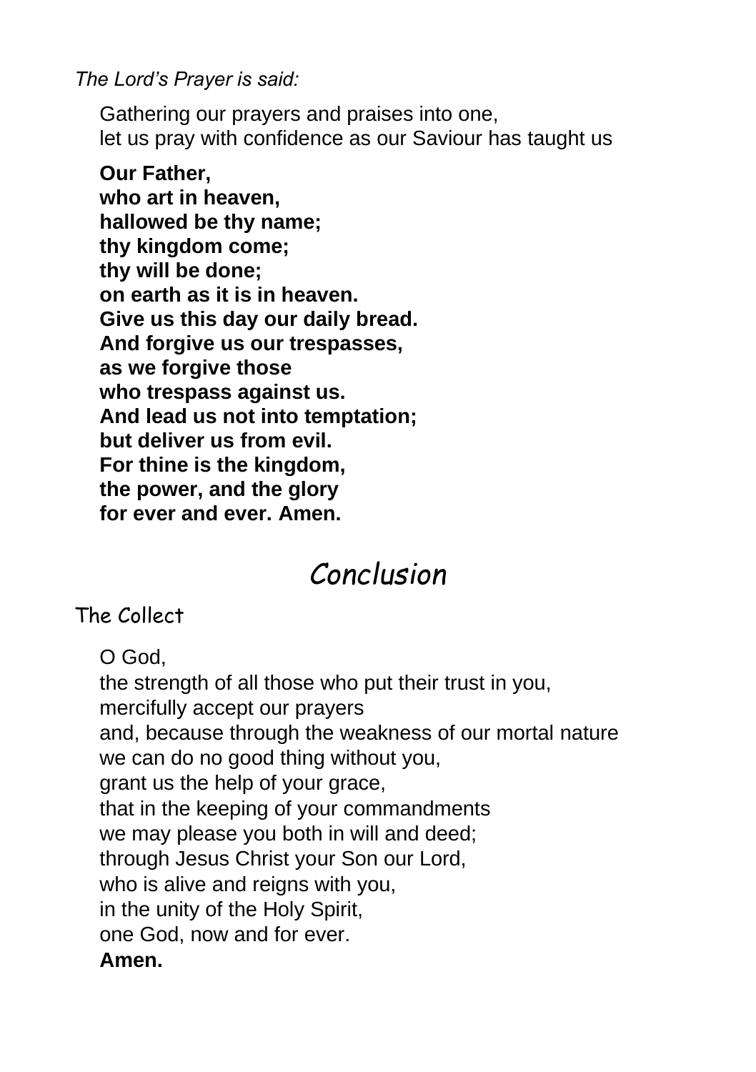*The Lord's Prayer is said:*

Gathering our prayers and praises into one,
let us pray with confidence as our Saviour has taught us

**Our Father,**
**who art in heaven,**
**hallowed be thy name;**
**thy kingdom come;**
**thy will be done;**
**on earth as it is in heaven.**
**Give us this day our daily bread.**
**And forgive us our trespasses,**
**as we forgive those**
**who trespass against us.**
**And lead us not into temptation;**
**but deliver us from evil.**
**For thine is the kingdom,**
**the power, and the glory**
**for ever and ever. Amen.**

# Conclusion

## The Collect

O God,
the strength of all those who put their trust in you,
mercifully accept our prayers
and, because through the weakness of our mortal nature
we can do no good thing without you,
grant us the help of your grace,
that in the keeping of your commandments
we may please you both in will and deed;
through Jesus Christ your Son our Lord,
who is alive and reigns with you,
in the unity of the Holy Spirit,
one God, now and for ever.
**Amen.**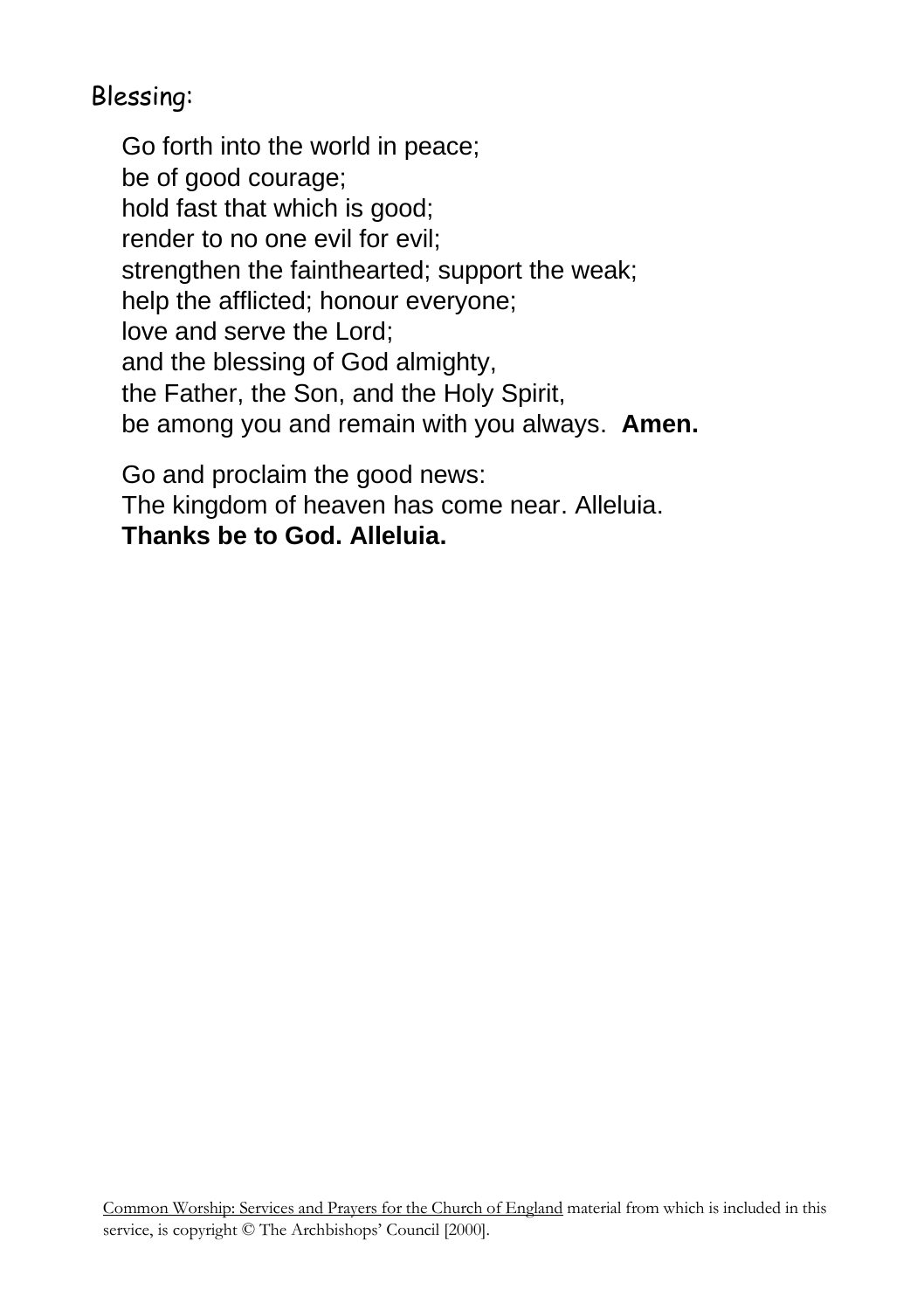## Blessing:

Go forth into the world in peace;
be of good courage;
hold fast that which is good;
render to no one evil for evil;
strengthen the fainthearted; support the weak;
help the afflicted; honour everyone;
love and serve the Lord;
and the blessing of God almighty,
the Father, the Son, and the Holy Spirit,
be among you and remain with you always. **Amen.**

Go and proclaim the good news:
The kingdom of heaven has come near. Alleluia.
**Thanks be to God. Alleluia.**

Common Worship: Services and Prayers for the Church of England material from which is included in this service, is copyright © The Archbishops' Council [2000].